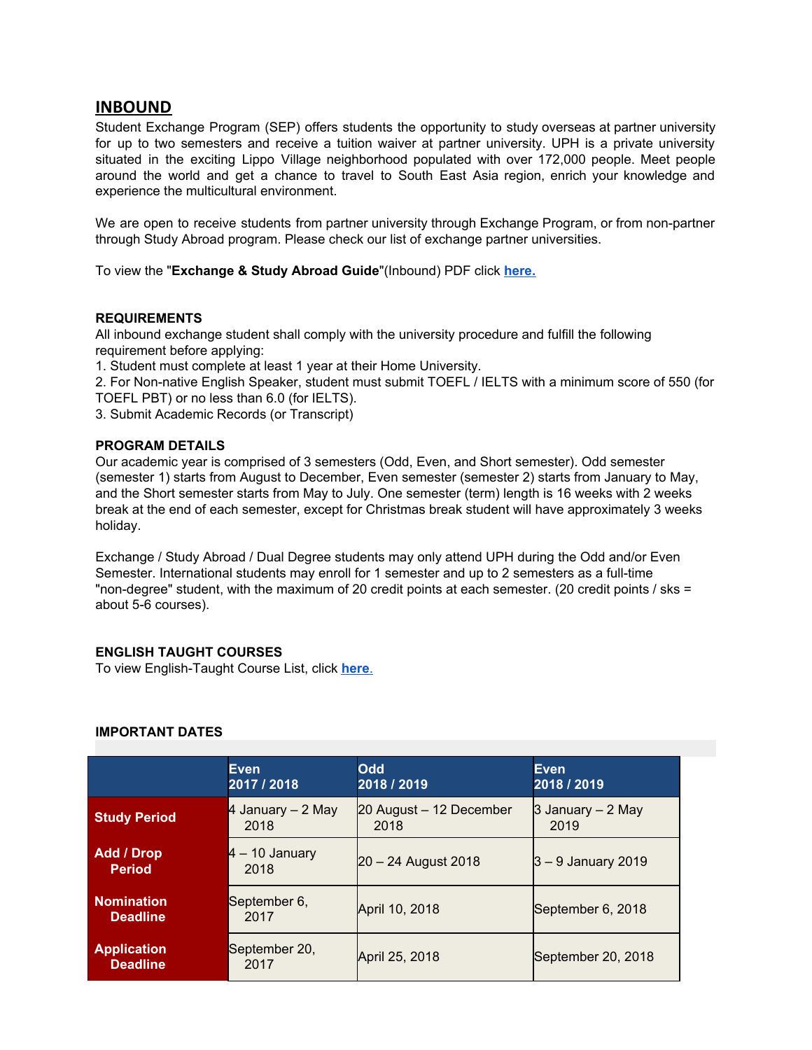## INBOUND

Student Exchange Program (SEP) offers students the opportunity to study overseas at partner university for up to two semesters and receive a tuition waiver at partner university. UPH is a private university situated in the exciting Lippo Village neighborhood populated with over 172,000 people. Meet people around the world and get a chance to travel to South East Asia region, enrich your knowledge and experience the multicultural environment.

We are open to receive students from partner university through Exchange Program, or from non-partner through Study Abroad program. Please check our list of exchange partner universities.

To view the "**Exchange & Study Abroad Guide**"(Inbound) PDF click **here.**

### REQUIREMENTS

All inbound exchange student shall comply with the university procedure and fulfill the following requirement before applying:

1. Student must complete at least 1 year at their Home University.
2. For Non-native English Speaker, student must submit TOEFL / IELTS with a minimum score of 550 (for TOEFL PBT) or no less than 6.0 (for IELTS).
3. Submit Academic Records (or Transcript)

### PROGRAM DETAILS

Our academic year is comprised of 3 semesters (Odd, Even, and Short semester). Odd semester (semester 1) starts from August to December, Even semester (semester 2) starts from January to May, and the Short semester starts from May to July. One semester (term) length is 16 weeks with 2 weeks break at the end of each semester, except for Christmas break student will have approximately 3 weeks holiday.

Exchange / Study Abroad / Dual Degree students may only attend UPH during the Odd and/or Even Semester. International students may enroll for 1 semester and up to 2 semesters as a full-time "non-degree" student, with the maximum of 20 credit points at each semester. (20 credit points / sks = about 5-6 courses).

### ENGLISH TAUGHT COURSES

To view English-Taught Course List, click **here**.

### IMPORTANT DATES

| | Even 2017 / 2018 | Odd 2018 / 2019 | Even 2018 / 2019 |
|---|---|---|---|
| **Study Period** | 4 January – 2 May 2018 | 20 August – 12 December 2018 | 3 January – 2 May 2019 |
| **Add / Drop Period** | 4 – 10 January 2018 | 20 – 24 August 2018 | 3 – 9 January 2019 |
| **Nomination Deadline** | September 6, 2017 | April 10, 2018 | September 6, 2018 |
| **Application Deadline** | September 20, 2017 | April 25, 2018 | September 20, 2018 |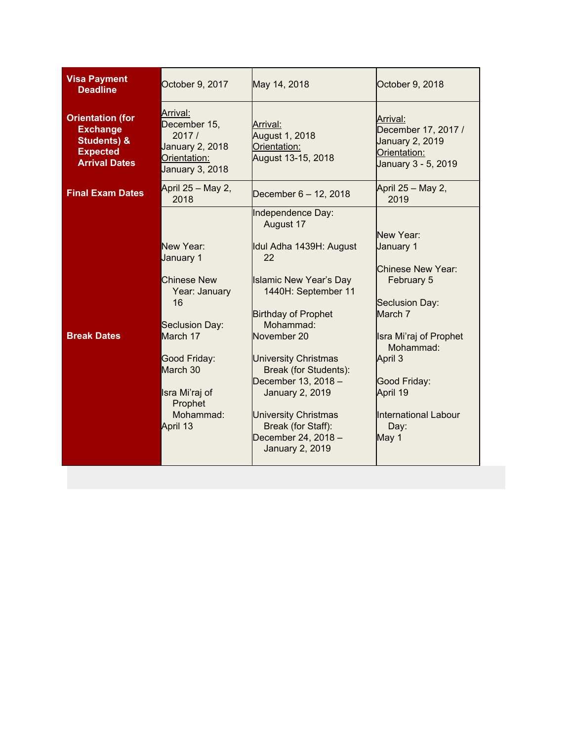| | | | |
|---|---|---|---|
| **Visa Payment Deadline** | October 9, 2017 | May 14, 2018 | October 9, 2018 |
| **Orientation (for Exchange Students) & Expected Arrival Dates** | Arrival: December 15, 2017 / January 2, 2018 Orientation: January 3, 2018 | Arrival: August 1, 2018 Orientation: August 13-15, 2018 | Arrival: December 17, 2017 / January 2, 2019 Orientation: January 3 - 5, 2019 |
| **Final Exam Dates** | April 25 – May 2, 2018 | December 6 – 12, 2018 | April 25 – May 2, 2019 |
| **Break Dates** | New Year: January 1<br><br>Chinese New Year: January 16<br><br>Seclusion Day: March 17<br><br>Good Friday: March 30<br><br>Isra Mi'raj of Prophet Mohammad: April 13 | Independence Day: August 17<br><br>Idul Adha 1439H: August 22<br><br>Islamic New Year's Day 1440H: September 11<br><br>Birthday of Prophet Mohammad: November 20<br><br>University Christmas Break (for Students): December 13, 2018 – January 2, 2019<br><br>University Christmas Break (for Staff): December 24, 2018 – January 2, 2019 | New Year: January 1<br><br>Chinese New Year: February 5<br><br>Seclusion Day: March 7<br><br>Isra Mi'raj of Prophet Mohammad: April 3<br><br>Good Friday: April 19<br><br>International Labour Day: May 1 |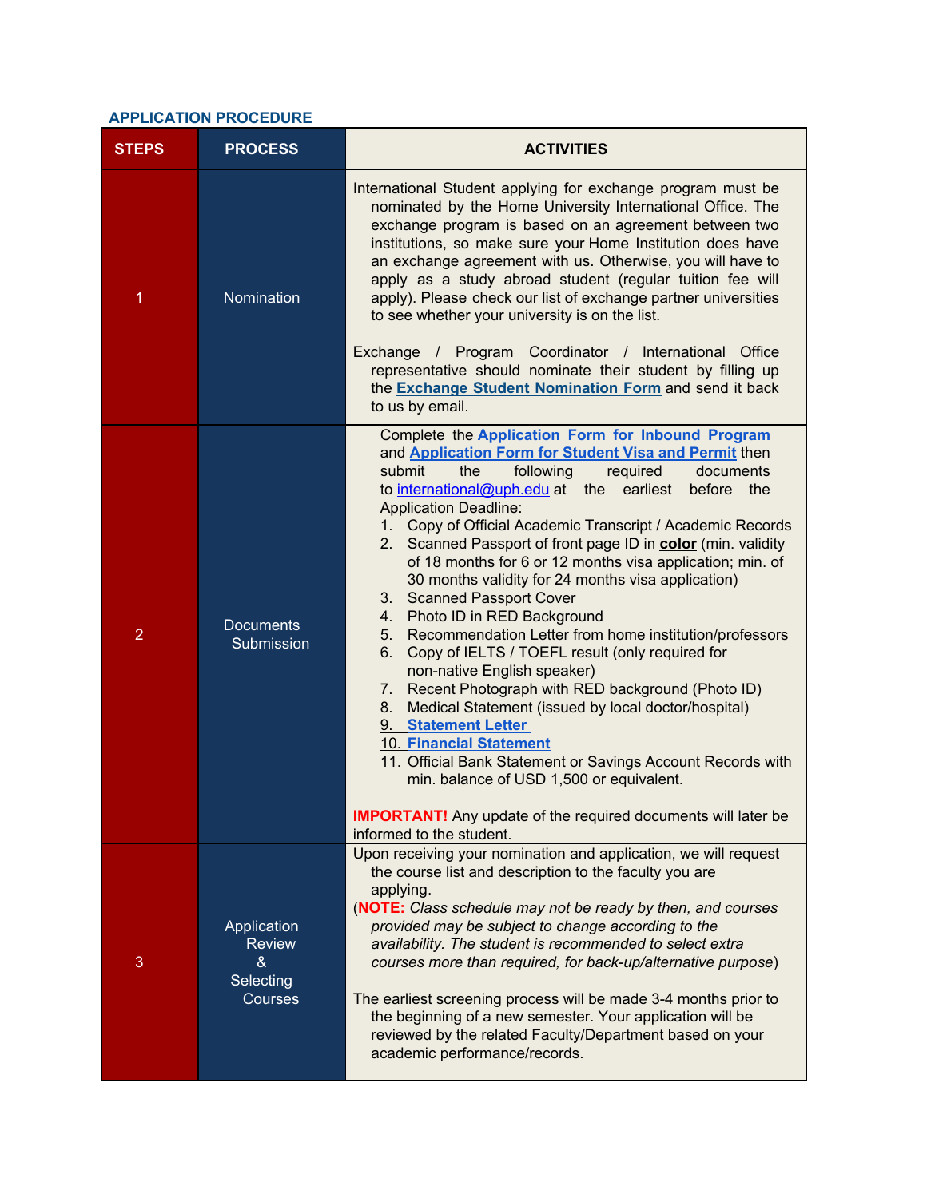### APPLICATION PROCEDURE

| STEPS | PROCESS | ACTIVITIES |
|---|---|---|
| 1 | Nomination | International Student applying for exchange program must be nominated by the Home University International Office. The exchange program is based on an agreement between two institutions, so make sure your Home Institution does have an exchange agreement with us. Otherwise, you will have to apply as a study abroad student (regular tuition fee will apply). Please check our list of exchange partner universities to see whether your university is on the list.<br><br>Exchange / Program Coordinator / International Office representative should nominate their student by filling up the **Exchange Student Nomination Form** and send it back to us by email. |
| 2 | Documents Submission | Complete the **Application Form for Inbound Program** and **Application Form for Student Visa and Permit** then submit the following required documents to international@uph.edu at the earliest before the Application Deadline:<br>1. Copy of Official Academic Transcript / Academic Records<br>2. Scanned Passport of front page ID in **color** (min. validity of 18 months for 6 or 12 months visa application; min. of 30 months validity for 24 months visa application)<br>3. Scanned Passport Cover<br>4. Photo ID in RED Background<br>5. Recommendation Letter from home institution/professors<br>6. Copy of IELTS / TOEFL result (only required for non-native English speaker)<br>7. Recent Photograph with RED background (Photo ID)<br>8. Medical Statement (issued by local doctor/hospital)<br>9. **Statement Letter**<br>10. **Financial Statement**<br>11. Official Bank Statement or Savings Account Records with min. balance of USD 1,500 or equivalent.<br><br>**IMPORTANT!** Any update of the required documents will later be informed to the student. |
| 3 | Application Review & Selecting Courses | Upon receiving your nomination and application, we will request the course list and description to the faculty you are applying.<br>(**NOTE:** *Class schedule may not be ready by then, and courses provided may be subject to change according to the availability. The student is recommended to select extra courses more than required, for back-up/alternative purpose*)<br><br>The earliest screening process will be made 3-4 months prior to the beginning of a new semester. Your application will be reviewed by the related Faculty/Department based on your academic performance/records. |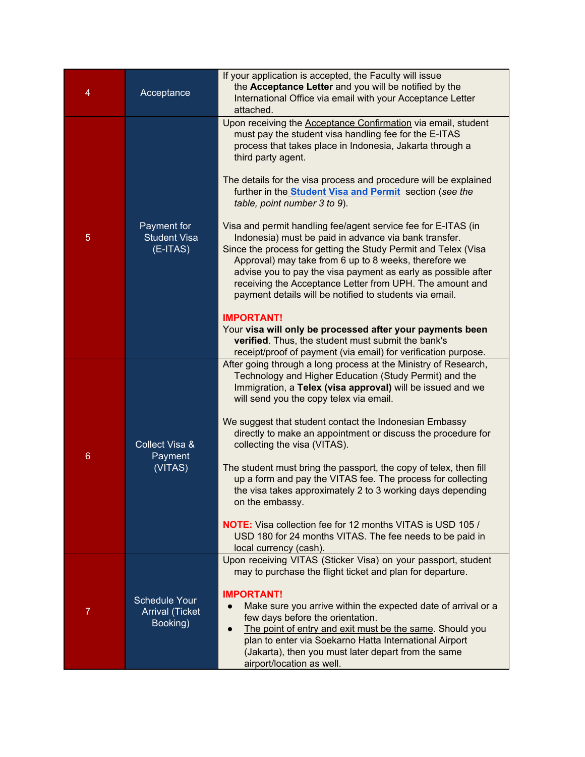| 4 | Acceptance | If your application is accepted, the Faculty will issue the **Acceptance Letter** and you will be notified by the International Office via email with your Acceptance Letter attached. |
|---|---|---|
| 5 | Payment for Student Visa (E-ITAS) | Upon receiving the Acceptance Confirmation via email, student must pay the student visa handling fee for the E-ITAS process that takes place in Indonesia, Jakarta through a third party agent.<br><br>The details for the visa process and procedure will be explained further in the **Student Visa and Permit** section (*see the table, point number 3 to 9*).<br><br>Visa and permit handling fee/agent service fee for E-ITAS (in Indonesia) must be paid in advance via bank transfer.<br>Since the process for getting the Study Permit and Telex (Visa Approval) may take from 6 up to 8 weeks, therefore we advise you to pay the visa payment as early as possible after receiving the Acceptance Letter from UPH. The amount and payment details will be notified to students via email.<br><br>**IMPORTANT!**<br>Your **visa will only be processed after your payments been verified**. Thus, the student must submit the bank's receipt/proof of payment (via email) for verification purpose. |
| 6 | Collect Visa & Payment (VITAS) | After going through a long process at the Ministry of Research, Technology and Higher Education (Study Permit) and the Immigration, a **Telex (visa approval)** will be issued and we will send you the copy telex via email.<br><br>We suggest that student contact the Indonesian Embassy directly to make an appointment or discuss the procedure for collecting the visa (VITAS).<br><br>The student must bring the passport, the copy of telex, then fill up a form and pay the VITAS fee. The process for collecting the visa takes approximately 2 to 3 working days depending on the embassy.<br><br>**NOTE:** Visa collection fee for 12 months VITAS is USD 105 / USD 180 for 24 months VITAS. The fee needs to be paid in local currency (cash). |
| 7 | Schedule Your Arrival (Ticket Booking) | Upon receiving VITAS (Sticker Visa) on your passport, student may to purchase the flight ticket and plan for departure.<br><br>**IMPORTANT!**<br>• Make sure you arrive within the expected date of arrival or a few days before the orientation.<br>• The point of entry and exit must be the same. Should you plan to enter via Soekarno Hatta International Airport (Jakarta), then you must later depart from the same airport/location as well. |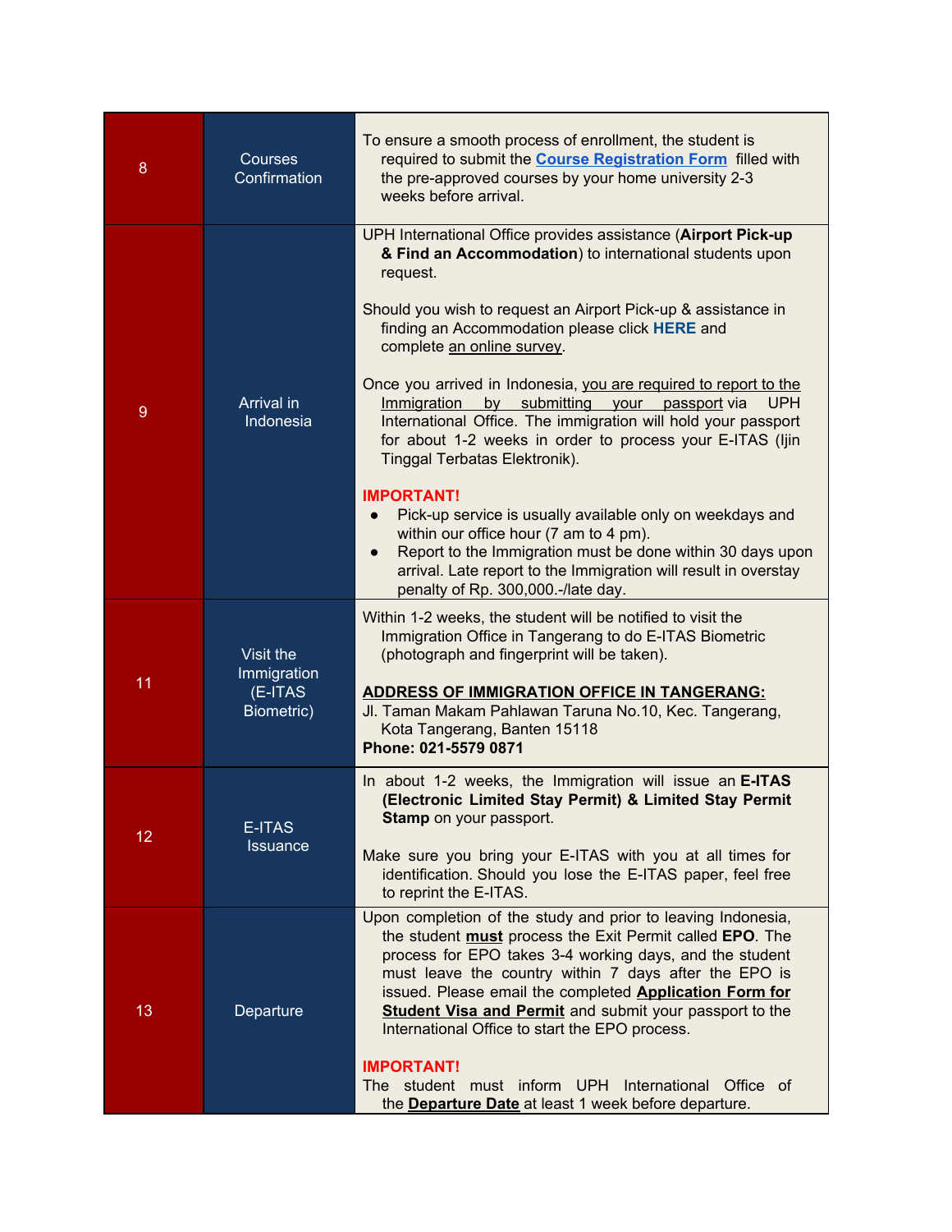| | | |
|---|---|---|
| 8 | Courses Confirmation | To ensure a smooth process of enrollment, the student is required to submit the **Course Registration Form** filled with the pre-approved courses by your home university 2-3 weeks before arrival. |
| 9 | Arrival in Indonesia | UPH International Office provides assistance (**Airport Pick-up & Find an Accommodation**) to international students upon request.<br><br>Should you wish to request an Airport Pick-up & assistance in finding an Accommodation please click **HERE** and complete an online survey.<br><br>Once you arrived in Indonesia, you are required to report to the Immigration by submitting your passport via UPH International Office. The immigration will hold your passport for about 1-2 weeks in order to process your E-ITAS (Ijin Tinggal Terbatas Elektronik).<br><br>**IMPORTANT!**<br>● Pick-up service is usually available only on weekdays and within our office hour (7 am to 4 pm).<br>● Report to the Immigration must be done within 30 days upon arrival. Late report to the Immigration will result in overstay penalty of Rp. 300,000.-/late day. |
| 11 | Visit the Immigration (E-ITAS Biometric) | Within 1-2 weeks, the student will be notified to visit the Immigration Office in Tangerang to do E-ITAS Biometric (photograph and fingerprint will be taken).<br><br>**ADDRESS OF IMMIGRATION OFFICE IN TANGERANG:**<br>Jl. Taman Makam Pahlawan Taruna No.10, Kec. Tangerang, Kota Tangerang, Banten 15118<br>**Phone: 021-5579 0871** |
| 12 | E-ITAS Issuance | In about 1-2 weeks, the Immigration will issue an **E-ITAS (Electronic Limited Stay Permit) & Limited Stay Permit Stamp** on your passport.<br><br>Make sure you bring your E-ITAS with you at all times for identification. Should you lose the E-ITAS paper, feel free to reprint the E-ITAS. |
| 13 | Departure | Upon completion of the study and prior to leaving Indonesia, the student **must** process the Exit Permit called **EPO**. The process for EPO takes 3-4 working days, and the student must leave the country within 7 days after the EPO is issued. Please email the completed **Application Form for Student Visa and Permit** and submit your passport to the International Office to start the EPO process.<br><br>**IMPORTANT!**<br>The student must inform UPH International Office of the **Departure Date** at least 1 week before departure. |